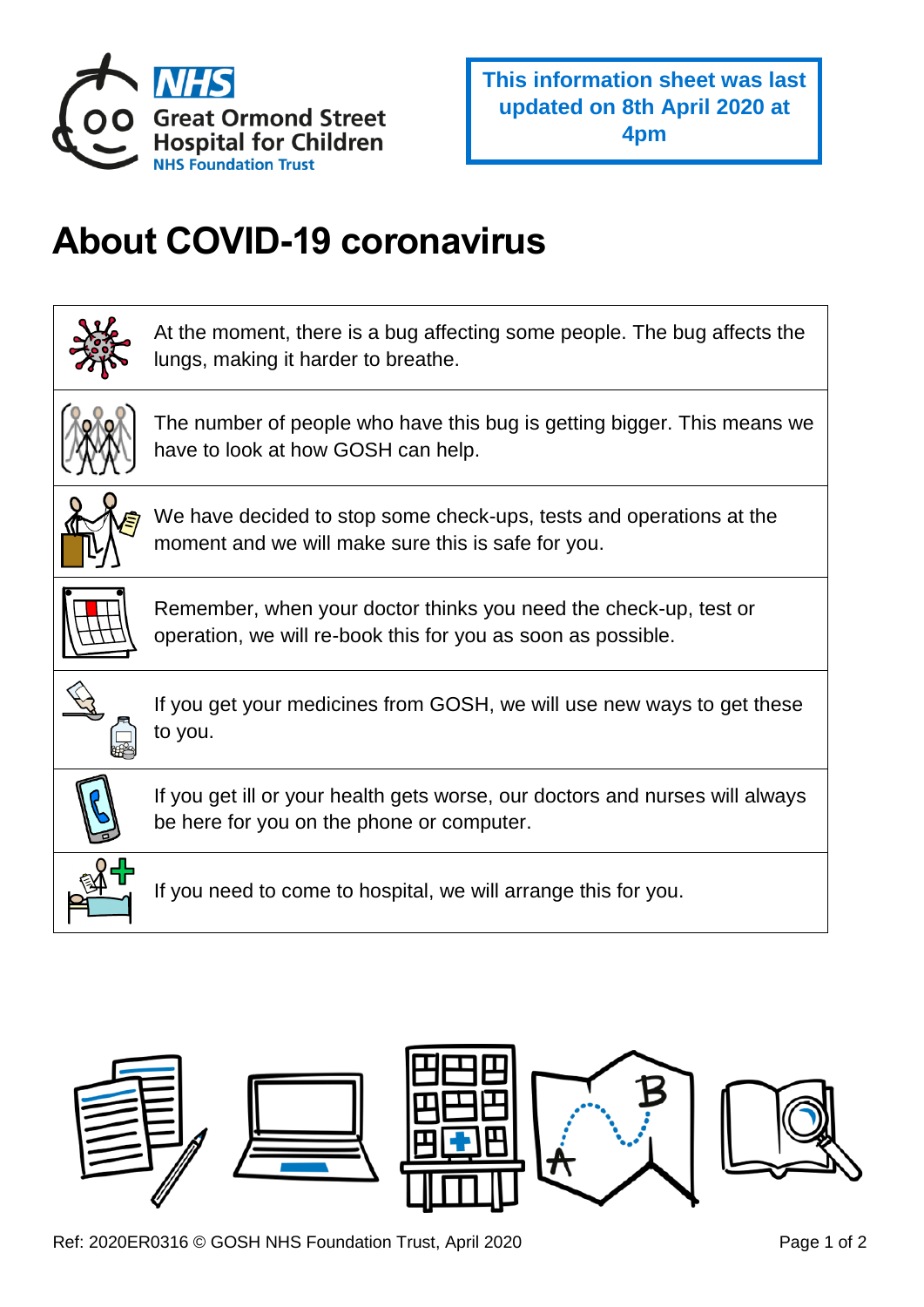This information sheet was last updated on 8th April 2020 at 4pm

# About COVID-19 coronavirus

At the moment, there is a bug affecting some people. The bug affects the lungs, making it harder to breathe.

The number of people who have this bug is getting bigger. This means we have to look at how GOSH can help.

We have decided to stop some check-ups, tests and operations at the moment and we will make sure this is safe for you.

Remember, when your doctor thinks you need the check-up, test or operation, we will re-book this for you as soon as possible.

If you get your medicines from GOSH, we will use new ways to get these to you.

If you get ill or your health gets worse, our doctors and nurses will always be here for you on the phone or computer.

If you need to come to hospital, we will arrange this for you.

Ref: 2020ER0316 © GOSH NHS Foundation Trust, April 2020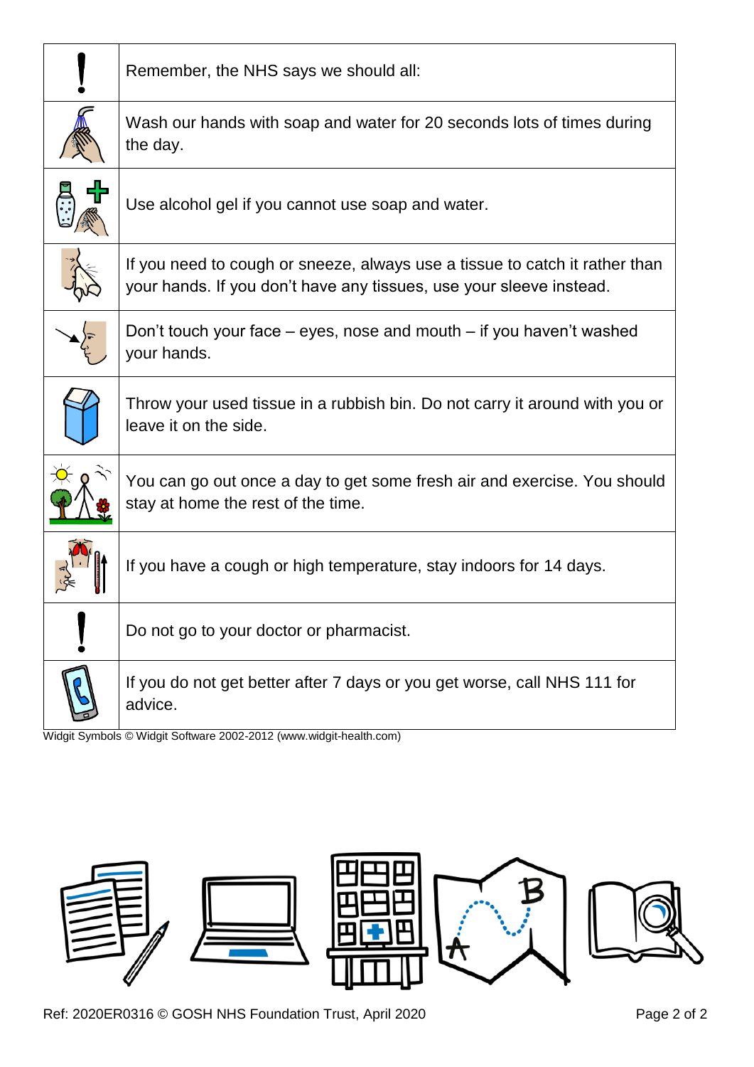| | |
|---|---|
| | Remember, the NHS says we should all: |
| | Wash our hands with soap and water for 20 seconds lots of times during the day. |
| | Use alcohol gel if you cannot use soap and water. |
| | If you need to cough or sneeze, always use a tissue to catch it rather than your hands. If you don't have any tissues, use your sleeve instead. |
| | Don't touch your face – eyes, nose and mouth – if you haven't washed your hands. |
| | Throw your used tissue in a rubbish bin. Do not carry it around with you or leave it on the side. |
| | You can go out once a day to get some fresh air and exercise. You should stay at home the rest of the time. |
| | If you have a cough or high temperature, stay indoors for 14 days. |
| | Do not go to your doctor or pharmacist. |
| | If you do not get better after 7 days or you get worse, call NHS 111 for advice. |

Widgit Symbols © Widgit Software 2002-2012 (www.widgit-health.com)

Ref: 2020ER0316 © GOSH NHS Foundation Trust, April 2020